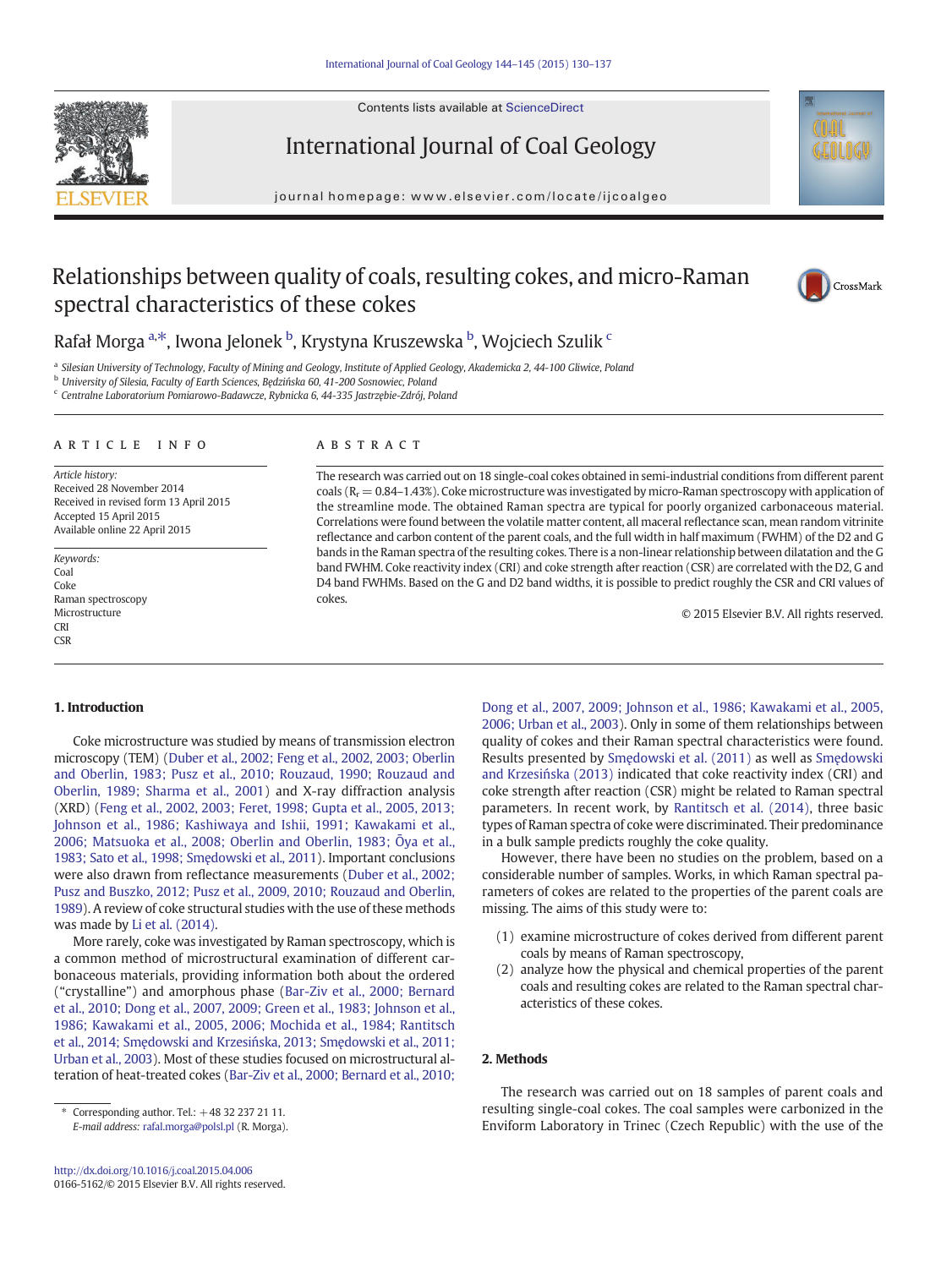# Relationships between quality of coals, resulting cokes, and micro-Raman spectral characteristics of these cokes

Rafał Morga [a,*], Iwona Jelonek [b], Krystyna Kruszewska [b], Wojciech Szulik [c]

[a] Silesian University of Technology, Faculty of Mining and Geology, Institute of Applied Geology, Akademicka 2, 44-100 Gliwice, Poland
[b] University of Silesia, Faculty of Earth Sciences, Będzińska 60, 41-200 Sosnowiec, Poland
[c] Centralne Laboratorium Pomiarowo-Badawcze, Rybnicka 6, 44-335 Jastrzębie-Zdrój, Poland

**ARTICLE INFO**

*Article history:*
Received 28 November 2014
Received in revised form 13 April 2015
Accepted 15 April 2015
Available online 22 April 2015

*Keywords:*
Coal
Coke
Raman spectroscopy
Microstructure
CRI
CSR

**ABSTRACT**

The research was carried out on 18 single-coal cokes obtained in semi-industrial conditions from different parent coals ($R_r = 0.84–1.43\%$). Coke microstructure was investigated by micro-Raman spectroscopy with application of the streamline mode. The obtained Raman spectra are typical for poorly organized carbonaceous material. Correlations were found between the volatile matter content, all maceral reflectance scan, mean random vitrinite reflectance and carbon content of the parent coals, and the full width in half maximum (FWHM) of the D2 and G bands in the Raman spectra of the resulting cokes. There is a non-linear relationship between dilatation and the G band FWHM. Coke reactivity index (CRI) and coke strength after reaction (CSR) are correlated with the D2, G and D4 band FWHMs. Based on the G and D2 band widths, it is possible to predict roughly the CSR and CRI values of cokes.

© 2015 Elsevier B.V. All rights reserved.

## 1. Introduction

Coke microstructure was studied by means of transmission electron microscopy (TEM) (Duber et al., 2002; Feng et al., 2002, 2003; Oberlin and Oberlin, 1983; Pusz et al., 2010; Rouzaud, 1990; Rouzaud and Oberlin, 1989; Sharma et al., 2001) and X-ray diffraction analysis (XRD) (Feng et al., 2002, 2003; Feret, 1998; Gupta et al., 2005, 2013; Johnson et al., 1986; Kashiwaya and Ishii, 1991; Kawakami et al., 2006; Matsuoka et al., 2008; Oberlin and Oberlin, 1983; Ōya et al., 1983; Sato et al., 1998; Smędowski et al., 2011). Important conclusions were also drawn from reflectance measurements (Duber et al., 2002; Pusz and Buszko, 2012; Pusz et al., 2009, 2010; Rouzaud and Oberlin, 1989). A review of coke structural studies with the use of these methods was made by Li et al. (2014).

More rarely, coke was investigated by Raman spectroscopy, which is a common method of microstructural examination of different carbonaceous materials, providing information both about the ordered ("crystalline") and amorphous phase (Bar-Ziv et al., 2000; Bernard et al., 2010; Dong et al., 2007, 2009; Green et al., 1983; Johnson et al., 1986; Kawakami et al., 2005, 2006; Mochida et al., 1984; Rantitsch et al., 2014; Smędowski and Krzesińska, 2013; Smędowski et al., 2011; Urban et al., 2003). Most of these studies focused on microstructural alteration of heat-treated cokes (Bar-Ziv et al., 2000; Bernard et al., 2010; Dong et al., 2007, 2009; Johnson et al., 1986; Kawakami et al., 2005, 2006; Urban et al., 2003). Only in some of them relationships between quality of cokes and their Raman spectral characteristics were found. Results presented by Smędowski et al. (2011) as well as Smędowski and Krzesińska (2013) indicated that coke reactivity index (CRI) and coke strength after reaction (CSR) might be related to Raman spectral parameters. In recent work, by Rantitsch et al. (2014), three basic types of Raman spectra of coke were discriminated. Their predominance in a bulk sample predicts roughly the coke quality.

However, there have been no studies on the problem, based on a considerable number of samples. Works, in which Raman spectral parameters of cokes are related to the properties of the parent coals are missing. The aims of this study were to:

(1) examine microstructure of cokes derived from different parent coals by means of Raman spectroscopy,
(2) analyze how the physical and chemical properties of the parent coals and resulting cokes are related to the Raman spectral characteristics of these cokes.

## 2. Methods

The research was carried out on 18 samples of parent coals and resulting single-coal cokes. The coal samples were carbonized in the Enviform Laboratory in Trinec (Czech Republic) with the use of the

* Corresponding author. Tel.: +48 32 237 21 11.
*E-mail address:* rafal.morga@polsl.pl (R. Morga).

http://dx.doi.org/10.1016/j.coal.2015.04.006
0166-5162/© 2015 Elsevier B.V. All rights reserved.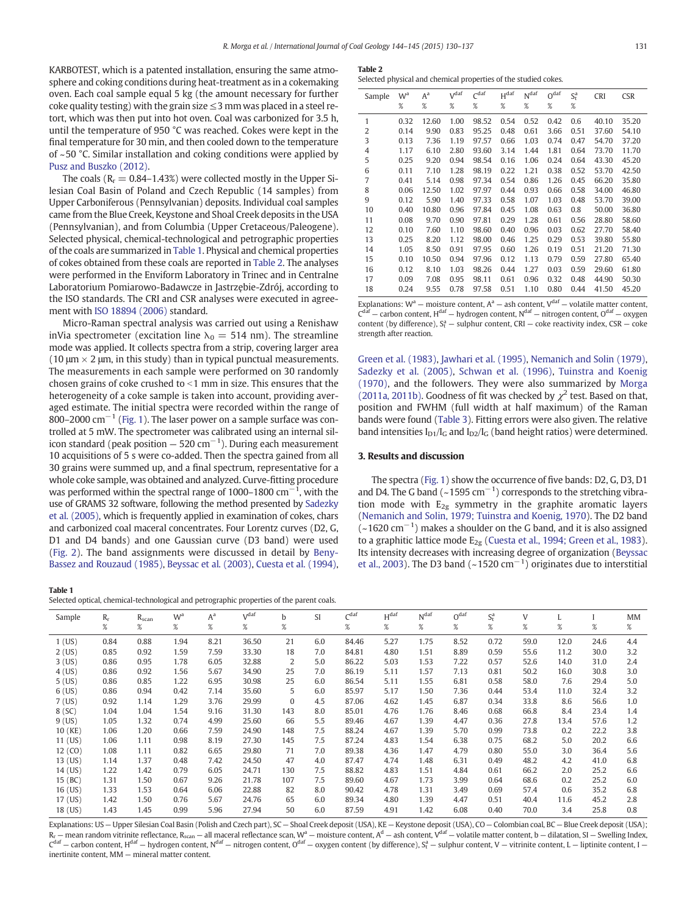KARBOTEST, which is a patented installation, ensuring the same atmosphere and coking conditions during heat-treatment as in a cokemaking oven. Each coal sample equal 5 kg (the amount necessary for further coke quality testing) with the grain size ≤3 mm was placed in a steel retort, which was then put into hot oven. Coal was carbonized for 3.5 h, until the temperature of 950 °C was reached. Cokes were kept in the final temperature for 30 min, and then cooled down to the temperature of ~50 °C. Similar installation and coking conditions were applied by Pusz and Buszko (2012).

The coals ($R_r$ = 0.84–1.43%) were collected mostly in the Upper Silesian Coal Basin of Poland and Czech Republic (14 samples) from Upper Carboniferous (Pennsylvanian) deposits. Individual coal samples came from the Blue Creek, Keystone and Shoal Creek deposits in the USA (Pennsylvanian), and from Columbia (Upper Cretaceous/Paleogene). Selected physical, chemical-technological and petrographic properties of the coals are summarized in Table 1. Physical and chemical properties of cokes obtained from these coals are reported in Table 2. The analyses were performed in the Enviform Laboratory in Trinec and in Centralne Laboratorium Pomiarowo-Badawcze in Jastrzębie-Zdrój, according to the ISO standards. The CRI and CSR analyses were executed in agreement with ISO 18894 (2006) standard.

Micro-Raman spectral analysis was carried out using a Renishaw inVia spectrometer (excitation line $\lambda_0$ = 514 nm). The streamline mode was applied. It collects spectra from a strip, covering larger area (10 μm × 2 μm, in this study) than in typical punctual measurements. The measurements in each sample were performed on 30 randomly chosen grains of coke crushed to <1 mm in size. This ensures that the heterogeneity of a coke sample is taken into account, providing averaged estimate. The initial spectra were recorded within the range of 800–2000 $cm^{-1}$ (Fig. 1). The laser power on a sample surface was controlled at 5 mW. The spectrometer was calibrated using an internal silicon standard (peak position — 520 $cm^{-1}$). During each measurement 10 acquisitions of 5 s were co-added. Then the spectra gained from all 30 grains were summed up, and a final spectrum, representative for a whole coke sample, was obtained and analyzed. Curve-fitting procedure was performed within the spectral range of 1000–1800 $cm^{-1}$, with the use of GRAMS 32 software, following the method presented by Sadezky et al. (2005), which is frequently applied in examination of cokes, chars and carbonized coal maceral concentrates. Four Lorentz curves (D2, G, D1 and D4 bands) and one Gaussian curve (D3 band) were used (Fig. 2). The band assignments were discussed in detail by Beny-Bassez and Rouzaud (1985), Beyssac et al. (2003), Cuesta et al. (1994), Green et al. (1983), Jawhari et al. (1995), Nemanich and Solin (1979), Sadezky et al. (2005), Schwan et al. (1996), Tuinstra and Koenig (1970), and the followers. They were also summarized by Morga (2011a, 2011b). Goodness of fit was checked by $\chi^2$ test. Based on that, position and FWHM (full width at half maximum) of the Raman bands were found (Table 3). Fitting errors were also given. The relative band intensities $I_{D1}/I_G$ and $I_{D2}/I_G$ (band height ratios) were determined.

**Table 2**
Selected physical and chemical properties of the studied cokes.

| Sample | $W^a$ % | $A^a$ % | $V^{daf}$ % | $C^{daf}$ % | $H^{daf}$ % | $N^{daf}$ % | $O^{daf}$ % | $S_t^a$ % | CRI | CSR |
|---|---|---|---|---|---|---|---|---|---|---|
| 1 | 0.32 | 12.60 | 1.00 | 98.52 | 0.54 | 0.52 | 0.42 | 0.6 | 40.10 | 35.20 |
| 2 | 0.14 | 9.90 | 0.83 | 95.25 | 0.48 | 0.61 | 3.66 | 0.51 | 37.60 | 54.10 |
| 3 | 0.13 | 7.36 | 1.19 | 97.57 | 0.66 | 1.03 | 0.74 | 0.47 | 54.70 | 37.20 |
| 4 | 1.17 | 6.10 | 2.80 | 93.60 | 3.14 | 1.44 | 1.81 | 0.64 | 73.70 | 11.70 |
| 5 | 0.25 | 9.20 | 0.94 | 98.54 | 0.16 | 1.06 | 0.24 | 0.64 | 43.30 | 45.20 |
| 6 | 0.11 | 7.10 | 1.28 | 98.19 | 0.22 | 1.21 | 0.38 | 0.52 | 53.70 | 42.50 |
| 7 | 0.41 | 5.14 | 0.98 | 97.34 | 0.54 | 0.86 | 1.26 | 0.45 | 66.20 | 35.80 |
| 8 | 0.06 | 12.50 | 1.02 | 97.97 | 0.44 | 0.93 | 0.66 | 0.58 | 34.00 | 46.80 |
| 9 | 0.12 | 5.90 | 1.40 | 97.33 | 0.58 | 1.07 | 1.03 | 0.48 | 53.70 | 39.00 |
| 10 | 0.40 | 10.80 | 0.96 | 97.84 | 0.45 | 1.08 | 0.63 | 0.8 | 50.00 | 36.80 |
| 11 | 0.08 | 9.70 | 0.90 | 97.81 | 0.29 | 1.28 | 0.61 | 0.56 | 28.80 | 58.60 |
| 12 | 0.10 | 7.60 | 1.10 | 98.60 | 0.40 | 0.96 | 0.03 | 0.62 | 27.70 | 58.40 |
| 13 | 0.25 | 8.20 | 1.12 | 98.00 | 0.46 | 1.25 | 0.29 | 0.53 | 39.80 | 55.80 |
| 14 | 1.05 | 8.50 | 0.91 | 97.95 | 0.60 | 1.26 | 0.19 | 0.51 | 21.20 | 71.30 |
| 15 | 0.10 | 10.50 | 0.94 | 97.96 | 0.12 | 1.13 | 0.79 | 0.59 | 27.80 | 65.40 |
| 16 | 0.12 | 8.10 | 1.03 | 98.26 | 0.44 | 1.27 | 0.03 | 0.59 | 29.60 | 61.80 |
| 17 | 0.09 | 7.08 | 0.95 | 98.11 | 0.61 | 0.96 | 0.32 | 0.48 | 44.90 | 50.30 |
| 18 | 0.24 | 9.55 | 0.78 | 97.58 | 0.51 | 1.10 | 0.80 | 0.44 | 41.50 | 45.20 |

Explanations: $W^a$ — moisture content, $A^a$ — ash content, $V^{daf}$ — volatile matter content, $C^{daf}$ — carbon content, $H^{daf}$ — hydrogen content, $N^{daf}$ — nitrogen content, $O^{daf}$ — oxygen content (by difference), $S_t^a$ — sulphur content, CRI — coke reactivity index, CSR — coke strength after reaction.

## 3. Results and discussion

The spectra (Fig. 1) show the occurrence of five bands: D2, G, D3, D1 and D4. The G band (~1595 $cm^{-1}$) corresponds to the stretching vibration mode with $E_{2g}$ symmetry in the graphite aromatic layers (Nemanich and Solin, 1979; Tuinstra and Koenig, 1970). The D2 band (~1620 $cm^{-1}$) makes a shoulder on the G band, and it is also assigned to a graphitic lattice mode $E_{2g}$ (Cuesta et al., 1994; Green et al., 1983). Its intensity decreases with increasing degree of organization (Beyssac et al., 2003). The D3 band (~1520 $cm^{-1}$) originates due to interstitial

**Table 1**
Selected optical, chemical-technological and petrographic properties of the parent coals.

| Sample | $R_r$ % | $R_{scan}$ % | $W^a$ % | $A^a$ % | $V^{daf}$ % | b % | SI | $C^{daf}$ % | $H^{daf}$ % | $N^{daf}$ % | $O^{daf}$ % | $S_t^a$ % | V % | L % | I % | MM % |
|---|---|---|---|---|---|---|---|---|---|---|---|---|---|---|---|---|
| 1 (US) | 0.84 | 0.88 | 1.94 | 8.21 | 36.50 | 21 | 6.0 | 84.46 | 5.27 | 1.75 | 8.52 | 0.72 | 59.0 | 12.0 | 24.6 | 4.4 |
| 2 (US) | 0.85 | 0.92 | 1.59 | 7.59 | 33.30 | 18 | 7.0 | 84.81 | 4.80 | 1.51 | 8.89 | 0.59 | 55.6 | 11.2 | 30.0 | 3.2 |
| 3 (US) | 0.86 | 0.95 | 1.78 | 6.05 | 32.88 | 2 | 5.0 | 86.22 | 5.03 | 1.53 | 7.22 | 0.57 | 52.6 | 14.0 | 31.0 | 2.4 |
| 4 (US) | 0.86 | 0.92 | 1.56 | 5.67 | 34.90 | 25 | 7.0 | 86.19 | 5.11 | 1.57 | 7.13 | 0.81 | 50.2 | 16.0 | 30.8 | 3.0 |
| 5 (US) | 0.86 | 0.85 | 1.22 | 6.95 | 30.98 | 25 | 6.0 | 86.54 | 5.11 | 1.55 | 6.81 | 0.58 | 58.0 | 7.6 | 29.4 | 5.0 |
| 6 (US) | 0.86 | 0.94 | 0.42 | 7.14 | 35.60 | 5 | 6.0 | 85.97 | 5.17 | 1.50 | 7.36 | 0.44 | 53.4 | 11.0 | 32.4 | 3.2 |
| 7 (US) | 0.92 | 1.14 | 1.29 | 3.76 | 29.99 | 0 | 4.5 | 87.06 | 4.62 | 1.45 | 6.87 | 0.34 | 33.8 | 8.6 | 56.6 | 1.0 |
| 8 (SC) | 1.04 | 1.04 | 1.54 | 9.16 | 31.30 | 143 | 8.0 | 85.01 | 4.76 | 1.76 | 8.46 | 0.68 | 66.8 | 8.4 | 23.4 | 1.4 |
| 9 (US) | 1.05 | 1.32 | 0.74 | 4.99 | 25.60 | 66 | 5.5 | 89.46 | 4.67 | 1.39 | 4.47 | 0.36 | 27.8 | 13.4 | 57.6 | 1.2 |
| 10 (KE) | 1.06 | 1.20 | 0.66 | 7.59 | 24.90 | 148 | 7.5 | 88.24 | 4.67 | 1.39 | 5.70 | 0.99 | 73.8 | 0.2 | 22.2 | 3.8 |
| 11 (US) | 1.06 | 1.11 | 0.98 | 8.19 | 27.30 | 145 | 7.5 | 87.24 | 4.83 | 1.54 | 6.38 | 0.75 | 68.2 | 5.0 | 20.2 | 6.6 |
| 12 (CO) | 1.08 | 1.11 | 0.82 | 6.65 | 29.80 | 71 | 7.0 | 89.38 | 4.36 | 1.47 | 4.79 | 0.80 | 55.0 | 3.0 | 36.4 | 5.6 |
| 13 (US) | 1.14 | 1.37 | 0.48 | 7.42 | 24.50 | 47 | 4.0 | 87.47 | 4.74 | 1.48 | 6.31 | 0.49 | 48.2 | 4.2 | 41.0 | 6.8 |
| 14 (US) | 1.22 | 1.42 | 0.79 | 6.05 | 24.71 | 130 | 7.5 | 88.82 | 4.83 | 1.51 | 4.84 | 0.61 | 66.2 | 2.0 | 25.2 | 6.6 |
| 15 (BC) | 1.31 | 1.50 | 0.67 | 9.26 | 21.78 | 107 | 7.5 | 89.60 | 4.67 | 1.73 | 3.99 | 0.64 | 68.6 | 0.2 | 25.2 | 6.0 |
| 16 (US) | 1.33 | 1.53 | 0.64 | 6.06 | 22.88 | 82 | 8.0 | 90.42 | 4.78 | 1.31 | 3.49 | 0.69 | 57.4 | 0.6 | 35.2 | 6.8 |
| 17 (US) | 1.42 | 1.50 | 0.76 | 5.67 | 24.76 | 65 | 6.0 | 89.34 | 4.80 | 1.39 | 4.47 | 0.51 | 40.4 | 11.6 | 45.2 | 2.8 |
| 18 (US) | 1.43 | 1.45 | 0.99 | 5.96 | 27.94 | 50 | 6.0 | 87.59 | 4.91 | 1.42 | 6.08 | 0.40 | 70.0 | 3.4 | 25.8 | 0.8 |

Explanations: US — Upper Silesian Coal Basin (Polish and Czech part), SC — Shoal Creek deposit (USA), KE — Keystone deposit (USA), CO — Colombian coal, BC — Blue Creek deposit (USA); $R_r$ — mean random vitrinite reflectance, $R_{scan}$ — all maceral reflectance scan, $W^a$ — moisture content, $A^d$ — ash content, $V^{daf}$ — volatile matter content, b — dilatation, SI — Swelling Index, $C^{daf}$ — carbon content, $H^{daf}$ — hydrogen content, $N^{daf}$ — nitrogen content, $O^{daf}$ — oxygen content (by difference), $S_t^a$ — sulphur content, V — vitrinite content, L — liptinite content, I — inertinite content, MM — mineral matter content.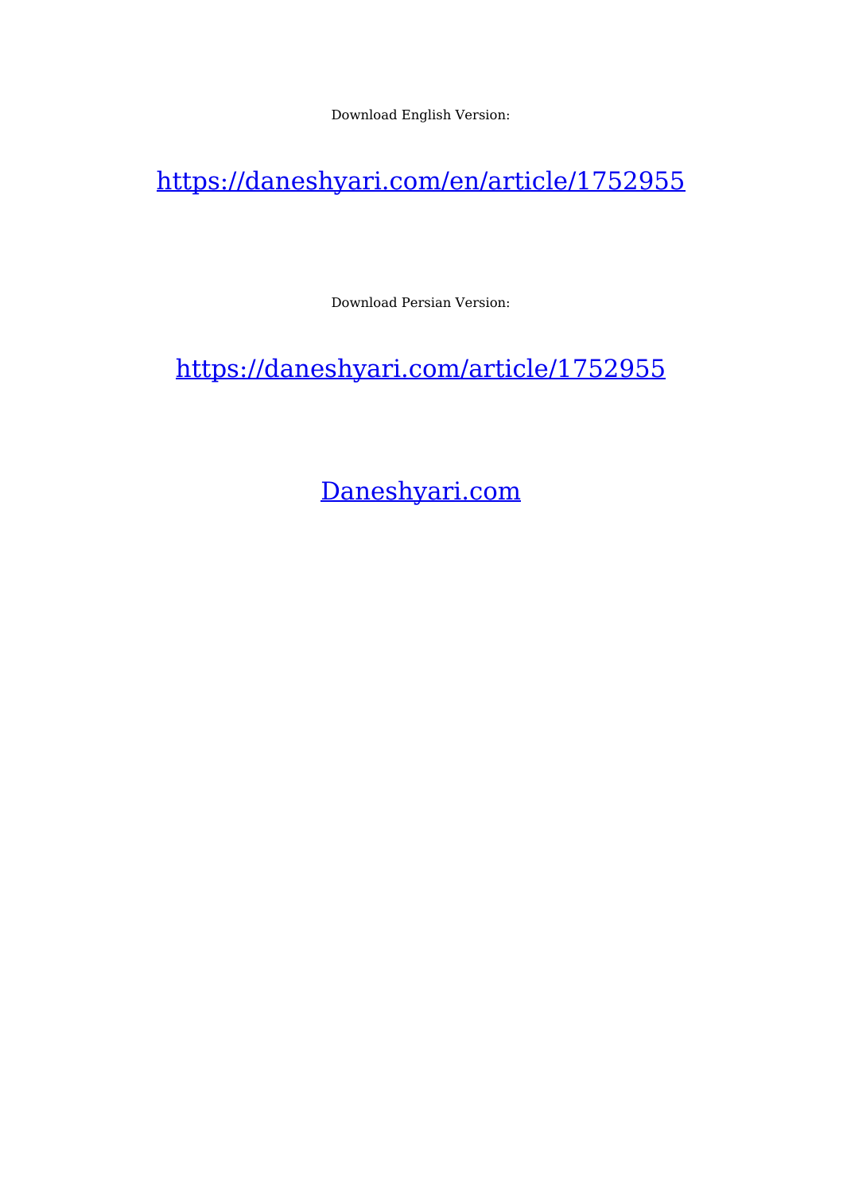Download English Version:

https://daneshyari.com/en/article/1752955

Download Persian Version:

https://daneshyari.com/article/1752955

Daneshyari.com